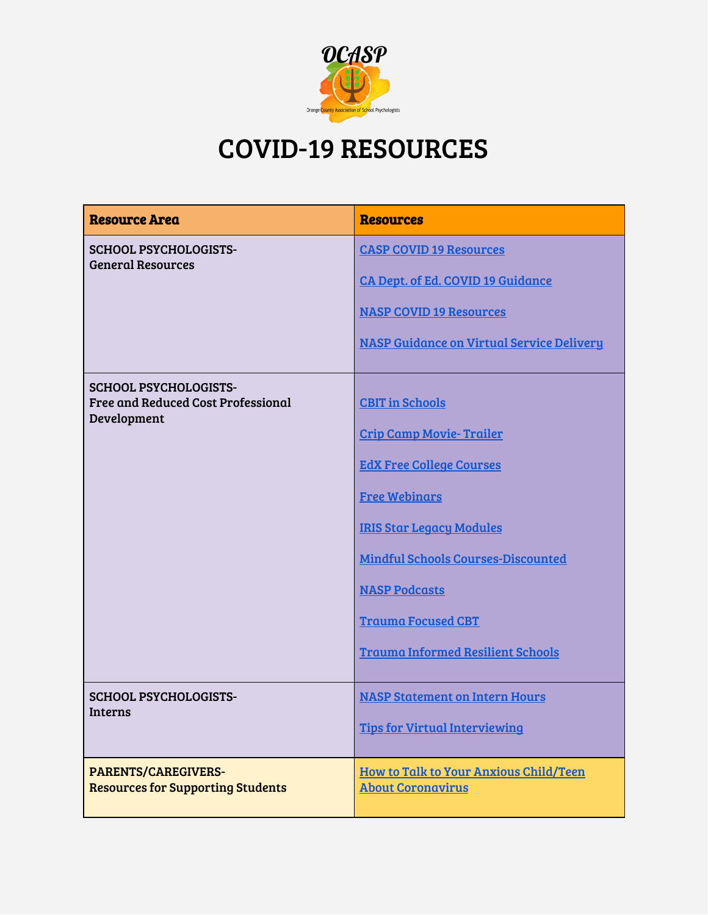OCASP

Orange County Association of School Psychologists

# COVID-19 RESOURCES

| Resource Area | Resources |
| --- | --- |
| SCHOOL PSYCHOLOGISTS- General Resources | CASP COVID 19 Resources<br><br>CA Dept. of Ed. COVID 19 Guidance<br><br>NASP COVID 19 Resources<br><br>NASP Guidance on Virtual Service Delivery |
| SCHOOL PSYCHOLOGISTS- Free and Reduced Cost Professional Development | CBIT in Schools<br><br>Crip Camp Movie- Trailer<br><br>EdX Free College Courses<br><br>Free Webinars<br><br>IRIS Star Legacy Modules<br><br>Mindful Schools Courses-Discounted<br><br>NASP Podcasts<br><br>Trauma Focused CBT<br><br>Trauma Informed Resilient Schools |
| SCHOOL PSYCHOLOGISTS- Interns | NASP Statement on Intern Hours<br><br>Tips for Virtual Interviewing |
| PARENTS/CAREGIVERS- Resources for Supporting Students | How to Talk to Your Anxious Child/Teen About Coronavirus |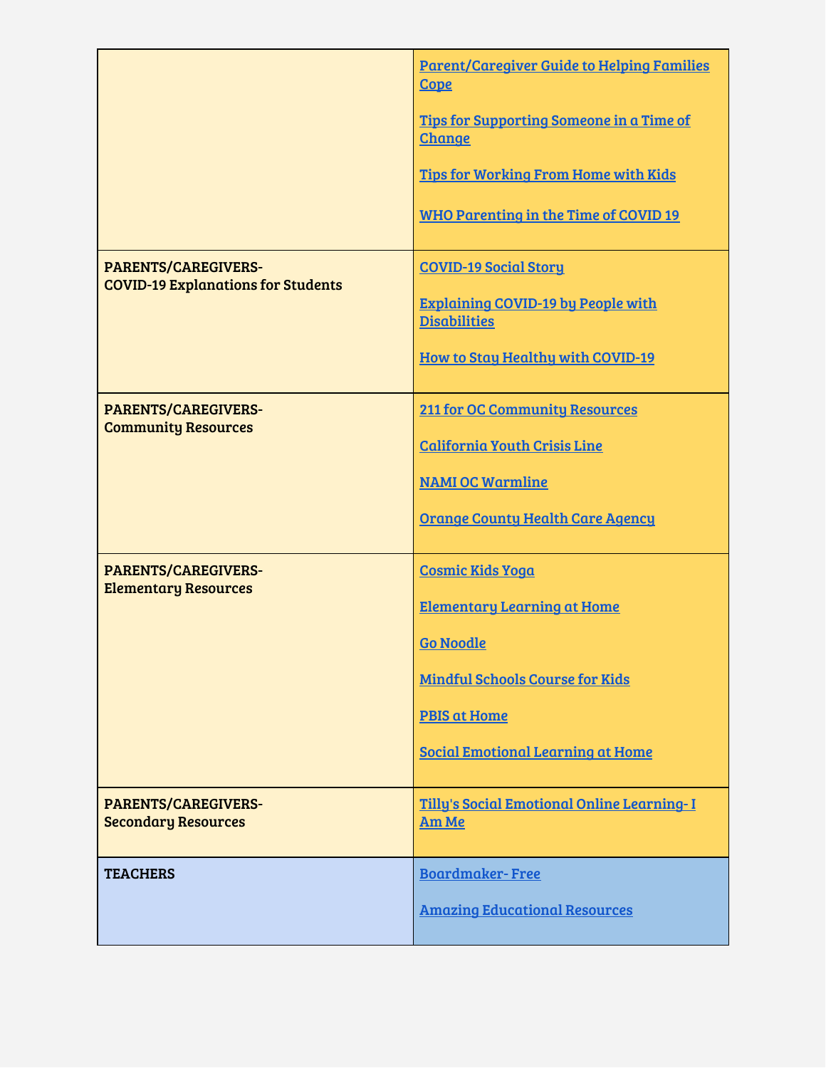| | |
|---|---|
| | Parent/Caregiver Guide to Helping Families Cope<br><br>Tips for Supporting Someone in a Time of Change<br><br>Tips for Working From Home with Kids<br><br>WHO Parenting in the Time of COVID 19 |
| **PARENTS/CAREGIVERS-**<br>**COVID-19 Explanations for Students** | COVID-19 Social Story<br><br>Explaining COVID-19 by People with Disabilities<br><br>How to Stay Healthy with COVID-19 |
| **PARENTS/CAREGIVERS-**<br>**Community Resources** | 211 for OC Community Resources<br><br>California Youth Crisis Line<br><br>NAMI OC Warmline<br><br>Orange County Health Care Agency |
| **PARENTS/CAREGIVERS-**<br>**Elementary Resources** | Cosmic Kids Yoga<br><br>Elementary Learning at Home<br><br>Go Noodle<br><br>Mindful Schools Course for Kids<br><br>PBIS at Home<br><br>Social Emotional Learning at Home |
| **PARENTS/CAREGIVERS-**<br>**Secondary Resources** | Tilly's Social Emotional Online Learning- I Am Me |
| **TEACHERS** | Boardmaker- Free<br><br>Amazing Educational Resources |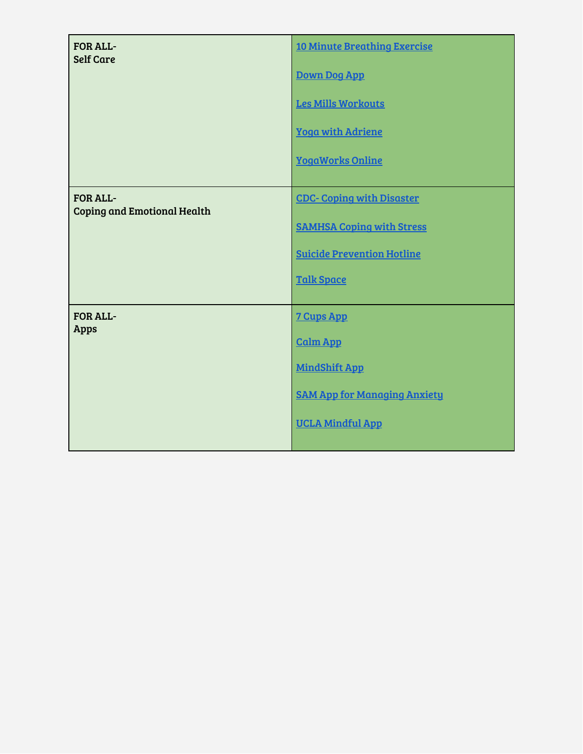| | |
|---|---|
| FOR ALL-<br>Self Care | 10 Minute Breathing Exercise<br><br>Down Dog App<br><br>Les Mills Workouts<br><br>Yoga with Adriene<br><br>YogaWorks Online |
| FOR ALL-<br>Coping and Emotional Health | CDC- Coping with Disaster<br><br>SAMHSA Coping with Stress<br><br>Suicide Prevention Hotline<br><br>Talk Space |
| FOR ALL-<br>Apps | 7 Cups App<br><br>Calm App<br><br>MindShift App<br><br>SAM App for Managing Anxiety<br><br>UCLA Mindful App |